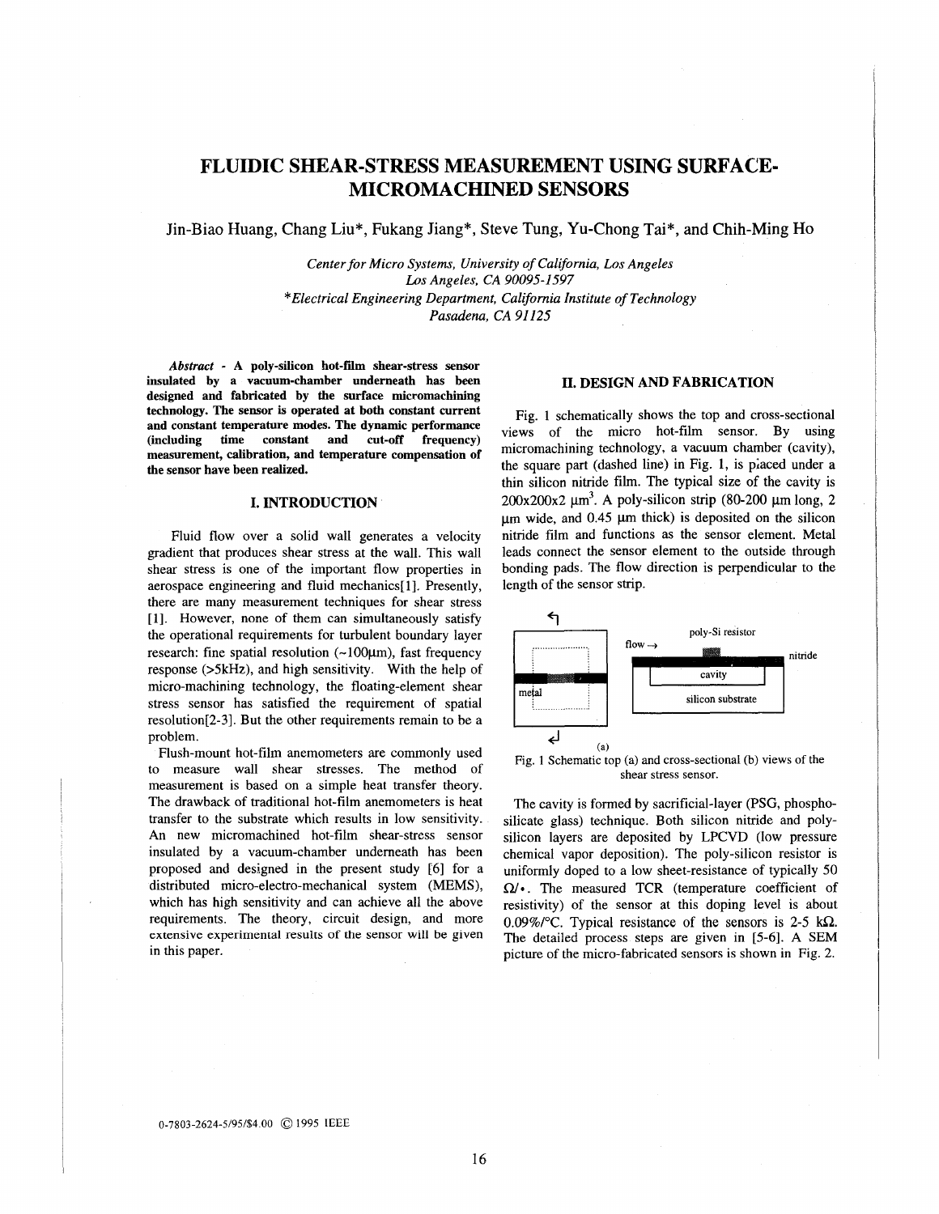# FLUIDIC SHEAR-STRESS MEASUREMENT USING SURFACE-MICROMACHINED SENSORS

Jin-Biao Huang, Chang Liu*, Fukang Jiang*, Steve Tung, Yu-Chong Tai*, and Chih-Ming Ho

*Center for Micro Systems, University of California, Los Angeles*
*Los Angeles, CA 90095-1597*
**Electrical Engineering Department, California Institute of Technology*
*Pasadena, CA 91125*

***Abstract* - A poly-silicon hot-film shear-stress sensor insulated by a vacuum-chamber underneath has been designed and fabricated by the surface micromachining technology. The sensor is operated at both constant current and constant temperature modes. The dynamic performance (including time constant and cut-off frequency) measurement, calibration, and temperature compensation of the sensor have been realized.**

## I. INTRODUCTION

Fluid flow over a solid wall generates a velocity gradient that produces shear stress at the wall. This wall shear stress is one of the important flow properties in aerospace engineering and fluid mechanics[1]. Presently, there are many measurement techniques for shear stress [1]. However, none of them can simultaneously satisfy the operational requirements for turbulent boundary layer research: fine spatial resolution (~100μm), fast frequency response (>5kHz), and high sensitivity. With the help of micro-machining technology, the floating-element shear stress sensor has satisfied the requirement of spatial resolution[2-3]. But the other requirements remain to be a problem.

Flush-mount hot-film anemometers are commonly used to measure wall shear stresses. The method of measurement is based on a simple heat transfer theory. The drawback of traditional hot-film anemometers is heat transfer to the substrate which results in low sensitivity. An new micromachined hot-film shear-stress sensor insulated by a vacuum-chamber underneath has been proposed and designed in the present study [6] for a distributed micro-electro-mechanical system (MEMS), which has high sensitivity and can achieve all the above requirements. The theory, circuit design, and more extensive experimental results of the sensor will be given in this paper.

## II. DESIGN AND FABRICATION

Fig. 1 schematically shows the top and cross-sectional views of the micro hot-film sensor. By using micromachining technology, a vacuum chamber (cavity), the square part (dashed line) in Fig. 1, is placed under a thin silicon nitride film. The typical size of the cavity is 200x200x2 μm$^3$. A poly-silicon strip (80-200 μm long, 2 μm wide, and 0.45 μm thick) is deposited on the silicon nitride film and functions as the sensor element. Metal leads connect the sensor element to the outside through bonding pads. The flow direction is perpendicular to the length of the sensor strip.

metal

flow →

poly-Si resistor

nitride

cavity

silicon substrate

(a)

Fig. 1 Schematic top (a) and cross-sectional (b) views of the shear stress sensor.

The cavity is formed by sacrificial-layer (PSG, phospho-silicate glass) technique. Both silicon nitride and poly-silicon layers are deposited by LPCVD (low pressure chemical vapor deposition). The poly-silicon resistor is uniformly doped to a low sheet-resistance of typically 50 Ω/•. The measured TCR (temperature coefficient of resistivity) of the sensor at this doping level is about 0.09%/°C. Typical resistance of the sensors is 2-5 kΩ. The detailed process steps are given in [5-6]. A SEM picture of the micro-fabricated sensors is shown in Fig. 2.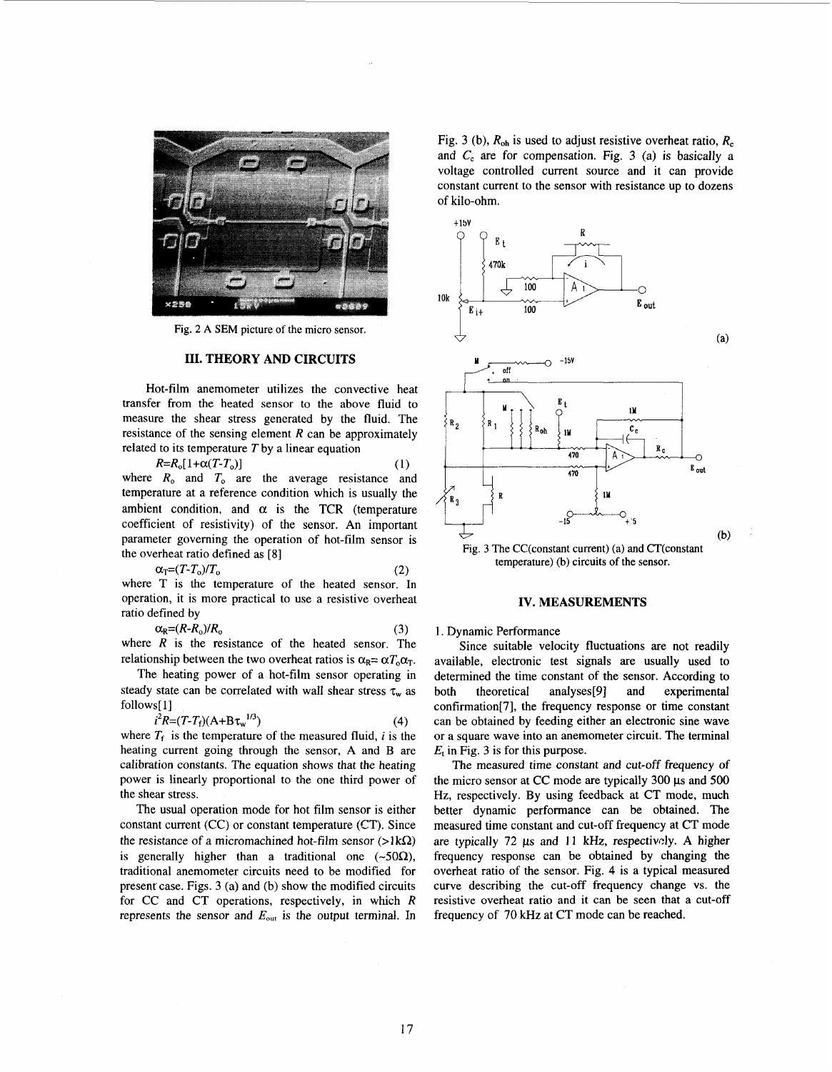Fig. 2 A SEM picture of the micro sensor.

## III. THEORY AND CIRCUITS

Hot-film anemometer utilizes the convective heat transfer from the heated sensor to the above fluid to measure the shear stress generated by the fluid. The resistance of the sensing element $R$ can be approximately related to its temperature $T$ by a linear equation

$$R=R_o[1+\alpha(T-T_o)] \quad (1)$$

where $R_o$ and $T_o$ are the average resistance and temperature at a reference condition which is usually the ambient condition, and $\alpha$ is the TCR (temperature coefficient of resistivity) of the sensor. An important parameter governing the operation of hot-film sensor is the overheat ratio defined as [8]

$$\alpha_T=(T-T_o)/T_o \quad (2)$$

where T is the temperature of the heated sensor. In operation, it is more practical to use a resistive overheat ratio defined by

$$\alpha_R=(R-R_o)/R_o \quad (3)$$

where $R$ is the resistance of the heated sensor. The relationship between the two overheat ratios is $\alpha_R=\alpha T_o\alpha_T$.

The heating power of a hot-film sensor operating in steady state can be correlated with wall shear stress $\tau_w$ as follows[1]

$$i^2R=(T-T_f)(A+B\tau_w^{1/3}) \quad (4)$$

where $T_f$ is the temperature of the measured fluid, $i$ is the heating current going through the sensor, A and B are calibration constants. The equation shows that the heating power is linearly proportional to the one third power of the shear stress.

The usual operation mode for hot film sensor is either constant current (CC) or constant temperature (CT). Since the resistance of a micromachined hot-film sensor (>1kΩ) is generally higher than a traditional one (~50Ω), traditional anemometer circuits need to be modified for present case. Figs. 3 (a) and (b) show the modified circuits for CC and CT operations, respectively, in which $R$ represents the sensor and $E_{out}$ is the output terminal. In Fig. 3 (b), $R_{oh}$ is used to adjust resistive overheat ratio, $R_c$ and $C_c$ are for compensation. Fig. 3 (a) is basically a voltage controlled current source and it can provide constant current to the sensor with resistance up to dozens of kilo-ohm.

Fig. 3 The CC(constant current) (a) and CT(constant temperature) (b) circuits of the sensor.

## IV. MEASUREMENTS

1. Dynamic Performance

Since suitable velocity fluctuations are not readily available, electronic test signals are usually used to determined the time constant of the sensor. According to both theoretical analyses[9] and experimental confirmation[7], the frequency response or time constant can be obtained by feeding either an electronic sine wave or a square wave into an anemometer circuit. The terminal $E_t$ in Fig. 3 is for this purpose.

The measured time constant and cut-off frequency of the micro sensor at CC mode are typically 300 μs and 500 Hz, respectively. By using feedback at CT mode, much better dynamic performance can be obtained. The measured time constant and cut-off frequency at CT mode are typically 72 μs and 11 kHz, respectively. A higher frequency response can be obtained by changing the overheat ratio of the sensor. Fig. 4 is a typical measured curve describing the cut-off frequency change vs. the resistive overheat ratio and it can be seen that a cut-off frequency of 70 kHz at CT mode can be reached.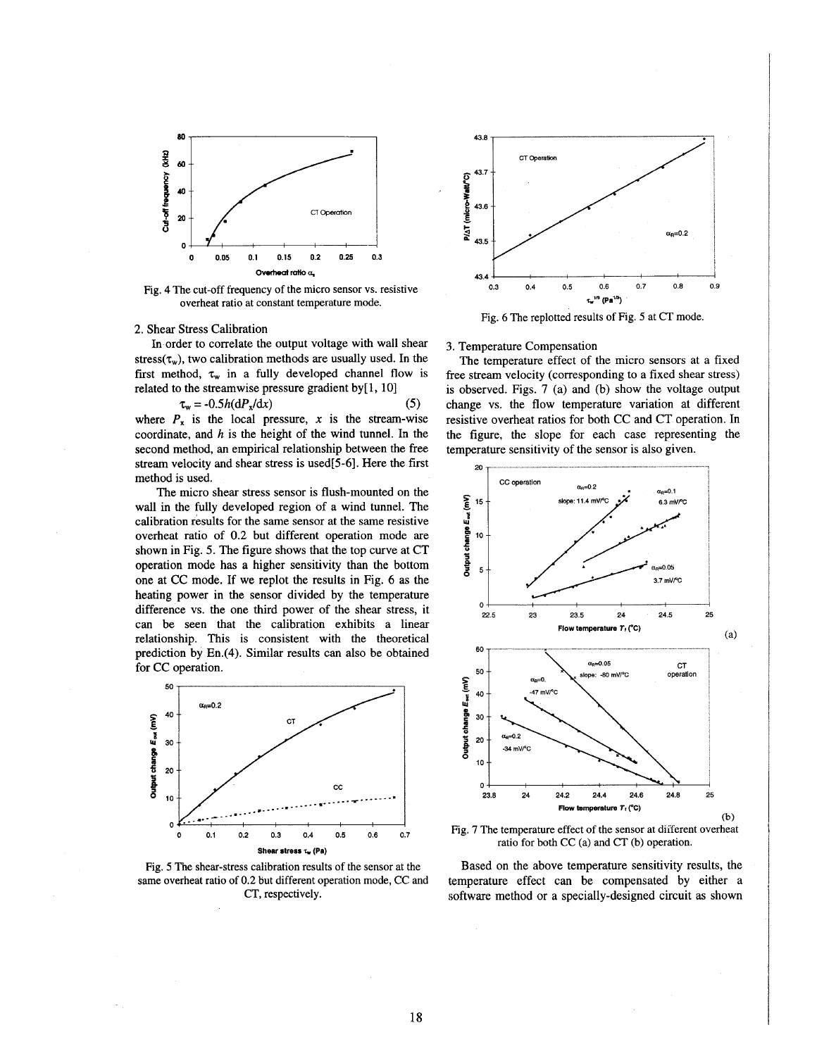Fig. 4 The cut-off frequency of the micro sensor vs. resistive overheat ratio at constant temperature mode.

2. Shear Stress Calibration

In order to correlate the output voltage with wall shear stress($\tau_w$), two calibration methods are usually used. In the first method, $\tau_w$ in a fully developed channel flow is related to the streamwise pressure gradient by[1, 10]

$$\tau_w = -0.5h(dP_x/dx) \quad (5)$$

where $P_x$ is the local pressure, $x$ is the stream-wise coordinate, and $h$ is the height of the wind tunnel. In the second method, an empirical relationship between the free stream velocity and shear stress is used[5-6]. Here the first method is used.

The micro shear stress sensor is flush-mounted on the wall in the fully developed region of a wind tunnel. The calibration results for the same sensor at the same resistive overheat ratio of 0.2 but different operation mode are shown in Fig. 5. The figure shows that the top curve at CT operation mode has a higher sensitivity than the bottom one at CC mode. If we replot the results in Fig. 6 as the heating power in the sensor divided by the temperature difference vs. the one third power of the shear stress, it can be seen that the calibration exhibits a linear relationship. This is consistent with the theoretical prediction by En.(4). Similar results can also be obtained for CC operation.

Fig. 5 The shear-stress calibration results of the sensor at the same overheat ratio of 0.2 but different operation mode, CC and CT, respectively.

Fig. 6 The replotted results of Fig. 5 at CT mode.

3. Temperature Compensation

The temperature effect of the micro sensors at a fixed free stream velocity (corresponding to a fixed shear stress) is observed. Figs. 7 (a) and (b) show the voltage output change vs. the flow temperature variation at different resistive overheat ratios for both CC and CT operation. In the figure, the slope for each case representing the temperature sensitivity of the sensor is also given.

Fig. 7 The temperature effect of the sensor at different overheat ratio for both CC (a) and CT (b) operation.

Based on the above temperature sensitivity results, the temperature effect can be compensated by either a software method or a specially-designed circuit as shown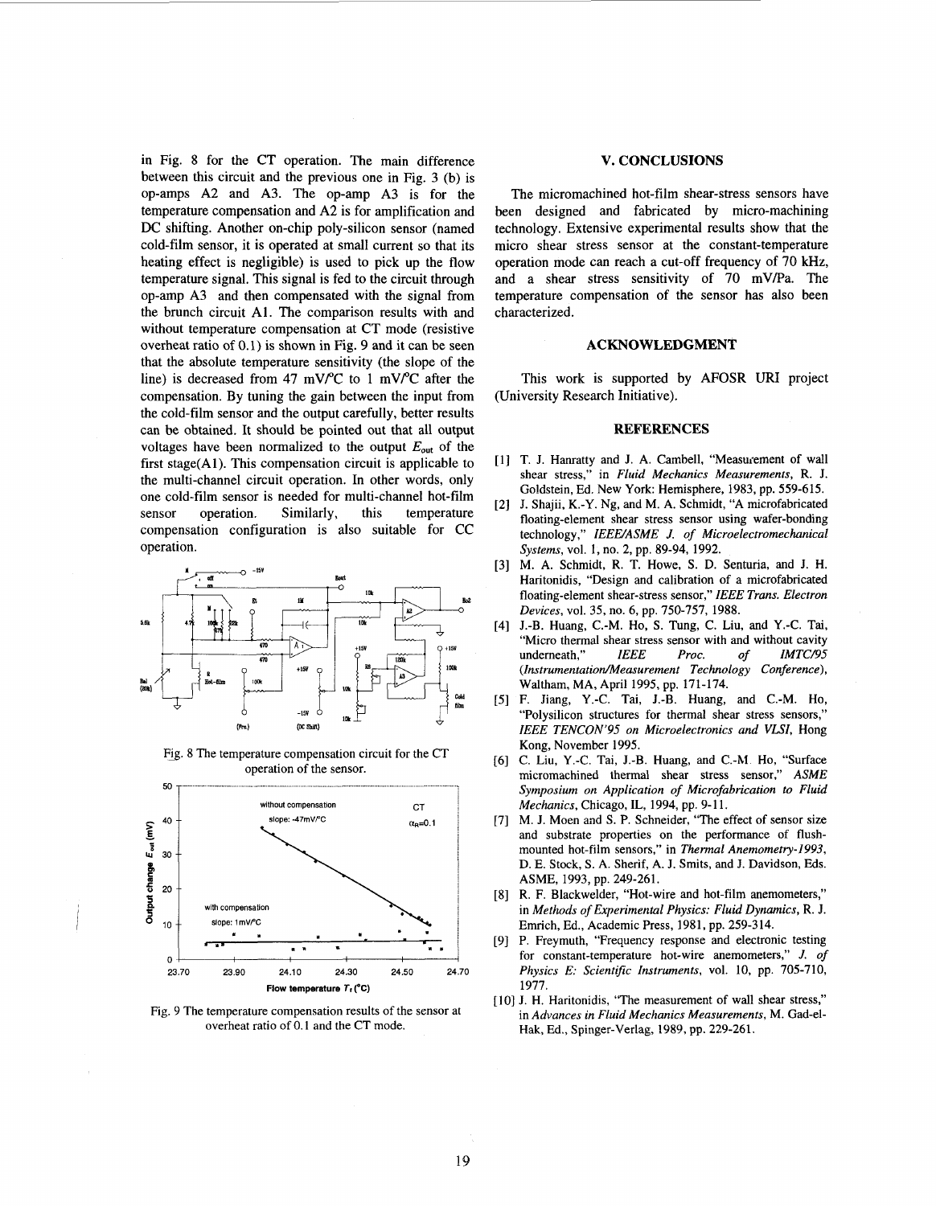in Fig. 8 for the CT operation. The main difference between this circuit and the previous one in Fig. 3 (b) is op-amps A2 and A3. The op-amp A3 is for the temperature compensation and A2 is for amplification and DC shifting. Another on-chip poly-silicon sensor (named cold-film sensor, it is operated at small current so that its heating effect is negligible) is used to pick up the flow temperature signal. This signal is fed to the circuit through op-amp A3 and then compensated with the signal from the brunch circuit A1. The comparison results with and without temperature compensation at CT mode (resistive overheat ratio of 0.1) is shown in Fig. 9 and it can be seen that the absolute temperature sensitivity (the slope of the line) is decreased from 47 mV/°C to 1 mV/°C after the compensation. By tuning the gain between the input from the cold-film sensor and the output carefully, better results can be obtained. It should be pointed out that all output voltages have been normalized to the output $E_{out}$ of the first stage(A1). This compensation circuit is applicable to the multi-channel circuit operation. In other words, only one cold-film sensor is needed for multi-channel hot-film sensor operation. Similarly, this temperature compensation configuration is also suitable for CC operation.

Fig. 8 The temperature compensation circuit for the CT operation of the sensor.

without compensation
slope: -47mV/°C
CT
$\alpha_R$=0.1
with compensation
slope: 1mV/°C
Output change $E_{out}$ (mV)
Flow temperature $T_f$ (°C)
50
40
30
20
10
0
23.70
23.90
24.10
24.30
24.50
24.70

Fig. 9 The temperature compensation results of the sensor at overheat ratio of 0.1 and the CT mode.

## V. CONCLUSIONS

The micromachined hot-film shear-stress sensors have been designed and fabricated by micro-machining technology. Extensive experimental results show that the micro shear stress sensor at the constant-temperature operation mode can reach a cut-off frequency of 70 kHz, and a shear stress sensitivity of 70 mV/Pa. The temperature compensation of the sensor has also been characterized.

## ACKNOWLEDGMENT

This work is supported by AFOSR URI project (University Research Initiative).

## REFERENCES

[1] T. J. Hanratty and J. A. Cambell, "Measurement of wall shear stress," in *Fluid Mechanics Measurements*, R. J. Goldstein, Ed. New York: Hemisphere, 1983, pp. 559-615.

[2] J. Shajii, K.-Y. Ng, and M. A. Schmidt, "A microfabricated floating-element shear stress sensor using wafer-bonding technology," *IEEE/ASME J. of Microelectromechanical Systems*, vol. 1, no. 2, pp. 89-94, 1992.

[3] M. A. Schmidt, R. T. Howe, S. D. Senturia, and J. H. Haritonidis, "Design and calibration of a microfabricated floating-element shear-stress sensor," *IEEE Trans. Electron Devices*, vol. 35, no. 6, pp. 750-757, 1988.

[4] J.-B. Huang, C.-M. Ho, S. Tung, C. Liu, and Y.-C. Tai, "Micro thermal shear stress sensor with and without cavity underneath," *IEEE Proc. of IMTC/95 (Instrumentation/Measurement Technology Conference)*, Waltham, MA, April 1995, pp. 171-174.

[5] F. Jiang, Y.-C. Tai, J.-B. Huang, and C.-M. Ho, "Polysilicon structures for thermal shear stress sensors," *IEEE TENCON'95 on Microelectronics and VLSI*, Hong Kong, November 1995.

[6] C. Liu, Y.-C. Tai, J.-B. Huang, and C.-M. Ho, "Surface micromachined thermal shear stress sensor," *ASME Symposium on Application of Microfabrication to Fluid Mechanics*, Chicago, IL, 1994, pp. 9-11.

[7] M. J. Moen and S. P. Schneider, "The effect of sensor size and substrate properties on the performance of flush-mounted hot-film sensors," in *Thermal Anemometry-1993*, D. E. Stock, S. A. Sherif, A. J. Smits, and J. Davidson, Eds. ASME, 1993, pp. 249-261.

[8] R. F. Blackwelder, "Hot-wire and hot-film anemometers," in *Methods of Experimental Physics: Fluid Dynamics*, R. J. Emrich, Ed., Academic Press, 1981, pp. 259-314.

[9] P. Freymuth, "Frequency response and electronic testing for constant-temperature hot-wire anemometers," *J. of Physics E: Scientific Instruments*, vol. 10, pp. 705-710, 1977.

[10] J. H. Haritonidis, "The measurement of wall shear stress," in *Advances in Fluid Mechanics Measurements*, M. Gad-el-Hak, Ed., Spinger-Verlag, 1989, pp. 229-261.